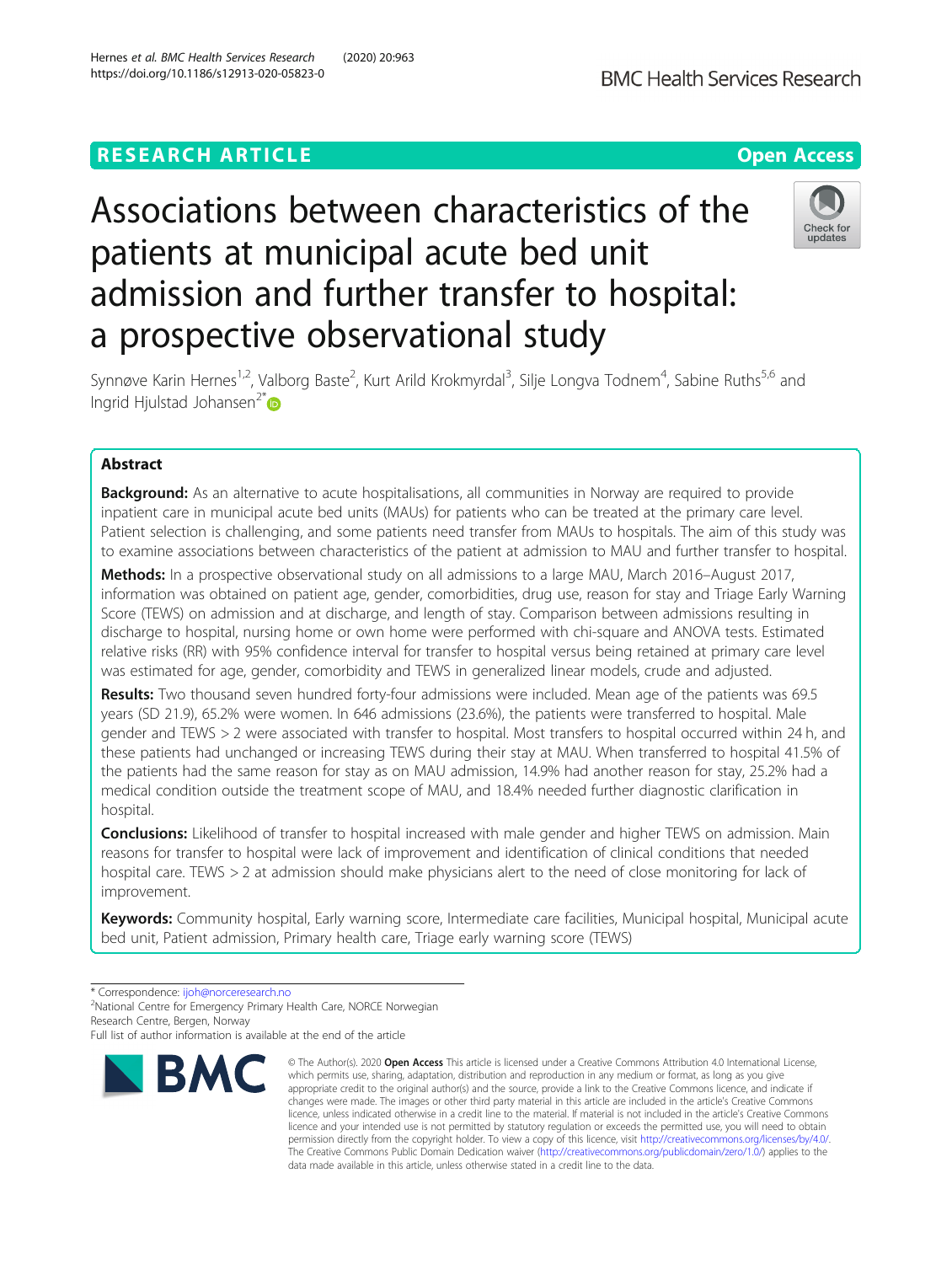RESEARCH ARTICLE

Open Access

# Associations between characteristics of the patients at municipal acute bed unit admission and further transfer to hospital: a prospective observational study

Synnøve Karin Hernes[1,2], Valborg Baste[2], Kurt Arild Krokmyrdal[3], Silje Longva Todnem[4], Sabine Ruths[5,6] and Ingrid Hjulstad Johansen[2*]

## Abstract

**Background:** As an alternative to acute hospitalisations, all communities in Norway are required to provide inpatient care in municipal acute bed units (MAUs) for patients who can be treated at the primary care level. Patient selection is challenging, and some patients need transfer from MAUs to hospitals. The aim of this study was to examine associations between characteristics of the patient at admission to MAU and further transfer to hospital.

**Methods:** In a prospective observational study on all admissions to a large MAU, March 2016–August 2017, information was obtained on patient age, gender, comorbidities, drug use, reason for stay and Triage Early Warning Score (TEWS) on admission and at discharge, and length of stay. Comparison between admissions resulting in discharge to hospital, nursing home or own home were performed with chi-square and ANOVA tests. Estimated relative risks (RR) with 95% confidence interval for transfer to hospital versus being retained at primary care level was estimated for age, gender, comorbidity and TEWS in generalized linear models, crude and adjusted.

**Results:** Two thousand seven hundred forty-four admissions were included. Mean age of the patients was 69.5 years (SD 21.9), 65.2% were women. In 646 admissions (23.6%), the patients were transferred to hospital. Male gender and TEWS > 2 were associated with transfer to hospital. Most transfers to hospital occurred within 24 h, and these patients had unchanged or increasing TEWS during their stay at MAU. When transferred to hospital 41.5% of the patients had the same reason for stay as on MAU admission, 14.9% had another reason for stay, 25.2% had a medical condition outside the treatment scope of MAU, and 18.4% needed further diagnostic clarification in hospital.

**Conclusions:** Likelihood of transfer to hospital increased with male gender and higher TEWS on admission. Main reasons for transfer to hospital were lack of improvement and identification of clinical conditions that needed hospital care. TEWS > 2 at admission should make physicians alert to the need of close monitoring for lack of improvement.

**Keywords:** Community hospital, Early warning score, Intermediate care facilities, Municipal hospital, Municipal acute bed unit, Patient admission, Primary health care, Triage early warning score (TEWS)

---

* Correspondence: ijoh@norceresearch.no
[2]National Centre for Emergency Primary Health Care, NORCE Norwegian Research Centre, Bergen, Norway
Full list of author information is available at the end of the article

© The Author(s). 2020 **Open Access** This article is licensed under a Creative Commons Attribution 4.0 International License, which permits use, sharing, adaptation, distribution and reproduction in any medium or format, as long as you give appropriate credit to the original author(s) and the source, provide a link to the Creative Commons licence, and indicate if changes were made. The images or other third party material in this article are included in the article's Creative Commons licence, unless indicated otherwise in a credit line to the material. If material is not included in the article's Creative Commons licence and your intended use is not permitted by statutory regulation or exceeds the permitted use, you will need to obtain permission directly from the copyright holder. To view a copy of this licence, visit http://creativecommons.org/licenses/by/4.0/. The Creative Commons Public Domain Dedication waiver (http://creativecommons.org/publicdomain/zero/1.0/) applies to the data made available in this article, unless otherwise stated in a credit line to the data.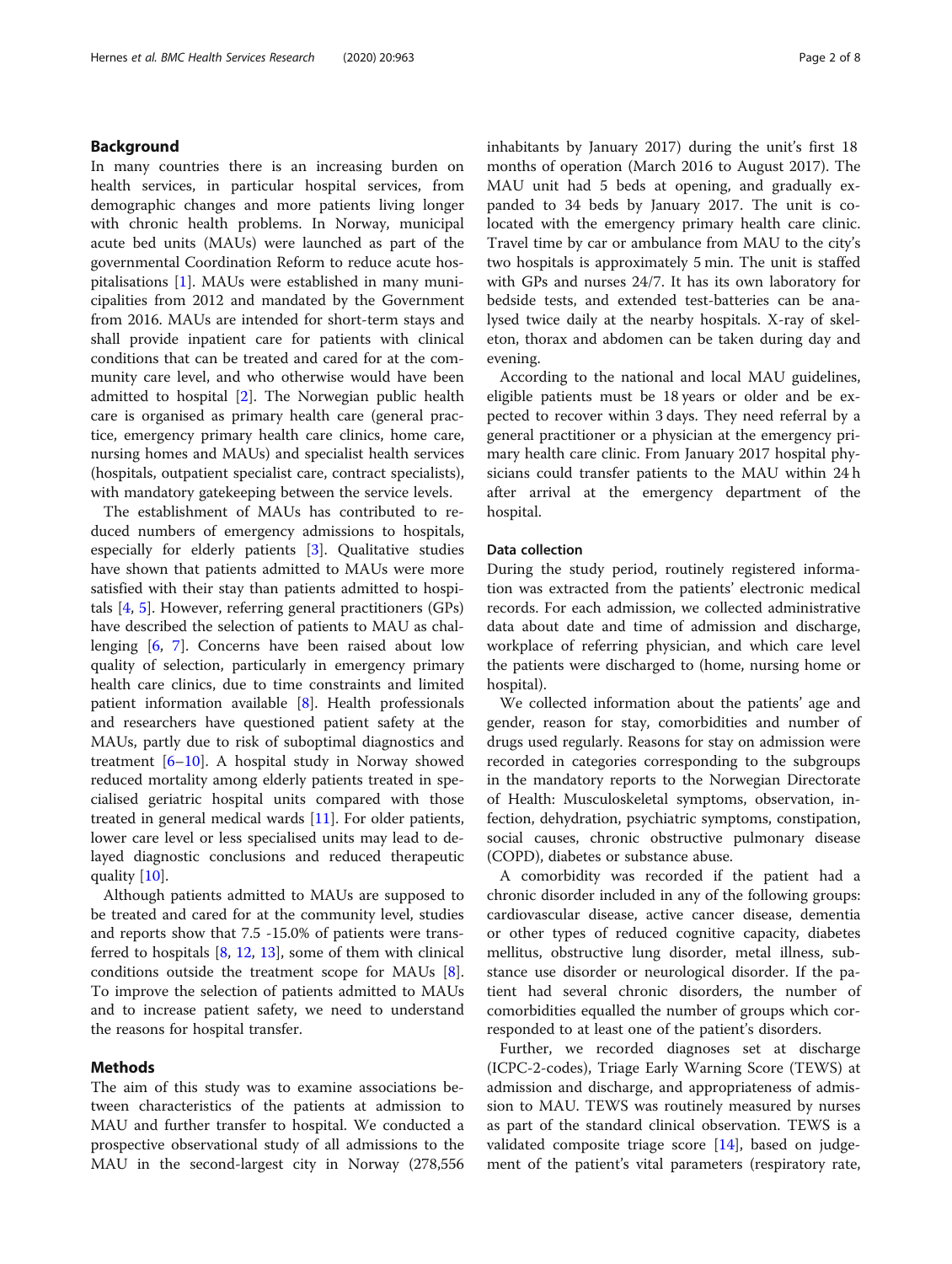## Background

In many countries there is an increasing burden on health services, in particular hospital services, from demographic changes and more patients living longer with chronic health problems. In Norway, municipal acute bed units (MAUs) were launched as part of the governmental Coordination Reform to reduce acute hospitalisations [1]. MAUs were established in many municipalities from 2012 and mandated by the Government from 2016. MAUs are intended for short-term stays and shall provide inpatient care for patients with clinical conditions that can be treated and cared for at the community care level, and who otherwise would have been admitted to hospital [2]. The Norwegian public health care is organised as primary health care (general practice, emergency primary health care clinics, home care, nursing homes and MAUs) and specialist health services (hospitals, outpatient specialist care, contract specialists), with mandatory gatekeeping between the service levels.

The establishment of MAUs has contributed to reduced numbers of emergency admissions to hospitals, especially for elderly patients [3]. Qualitative studies have shown that patients admitted to MAUs were more satisfied with their stay than patients admitted to hospitals [4, 5]. However, referring general practitioners (GPs) have described the selection of patients to MAU as challenging [6, 7]. Concerns have been raised about low quality of selection, particularly in emergency primary health care clinics, due to time constraints and limited patient information available [8]. Health professionals and researchers have questioned patient safety at the MAUs, partly due to risk of suboptimal diagnostics and treatment [6–10]. A hospital study in Norway showed reduced mortality among elderly patients treated in specialised geriatric hospital units compared with those treated in general medical wards [11]. For older patients, lower care level or less specialised units may lead to delayed diagnostic conclusions and reduced therapeutic quality [10].

Although patients admitted to MAUs are supposed to be treated and cared for at the community level, studies and reports show that 7.5 -15.0% of patients were transferred to hospitals [8, 12, 13], some of them with clinical conditions outside the treatment scope for MAUs [8]. To improve the selection of patients admitted to MAUs and to increase patient safety, we need to understand the reasons for hospital transfer.

## Methods

The aim of this study was to examine associations between characteristics of the patients at admission to MAU and further transfer to hospital. We conducted a prospective observational study of all admissions to the MAU in the second-largest city in Norway (278,556 inhabitants by January 2017) during the unit's first 18 months of operation (March 2016 to August 2017). The MAU unit had 5 beds at opening, and gradually expanded to 34 beds by January 2017. The unit is co-located with the emergency primary health care clinic. Travel time by car or ambulance from MAU to the city's two hospitals is approximately 5 min. The unit is staffed with GPs and nurses 24/7. It has its own laboratory for bedside tests, and extended test-batteries can be analysed twice daily at the nearby hospitals. X-ray of skeleton, thorax and abdomen can be taken during day and evening.

According to the national and local MAU guidelines, eligible patients must be 18 years or older and be expected to recover within 3 days. They need referral by a general practitioner or a physician at the emergency primary health care clinic. From January 2017 hospital physicians could transfer patients to the MAU within 24 h after arrival at the emergency department of the hospital.

### Data collection

During the study period, routinely registered information was extracted from the patients' electronic medical records. For each admission, we collected administrative data about date and time of admission and discharge, workplace of referring physician, and which care level the patients were discharged to (home, nursing home or hospital).

We collected information about the patients' age and gender, reason for stay, comorbidities and number of drugs used regularly. Reasons for stay on admission were recorded in categories corresponding to the subgroups in the mandatory reports to the Norwegian Directorate of Health: Musculoskeletal symptoms, observation, infection, dehydration, psychiatric symptoms, constipation, social causes, chronic obstructive pulmonary disease (COPD), diabetes or substance abuse.

A comorbidity was recorded if the patient had a chronic disorder included in any of the following groups: cardiovascular disease, active cancer disease, dementia or other types of reduced cognitive capacity, diabetes mellitus, obstructive lung disorder, metal illness, substance use disorder or neurological disorder. If the patient had several chronic disorders, the number of comorbidities equalled the number of groups which corresponded to at least one of the patient's disorders.

Further, we recorded diagnoses set at discharge (ICPC-2-codes), Triage Early Warning Score (TEWS) at admission and discharge, and appropriateness of admission to MAU. TEWS was routinely measured by nurses as part of the standard clinical observation. TEWS is a validated composite triage score [14], based on judgement of the patient's vital parameters (respiratory rate,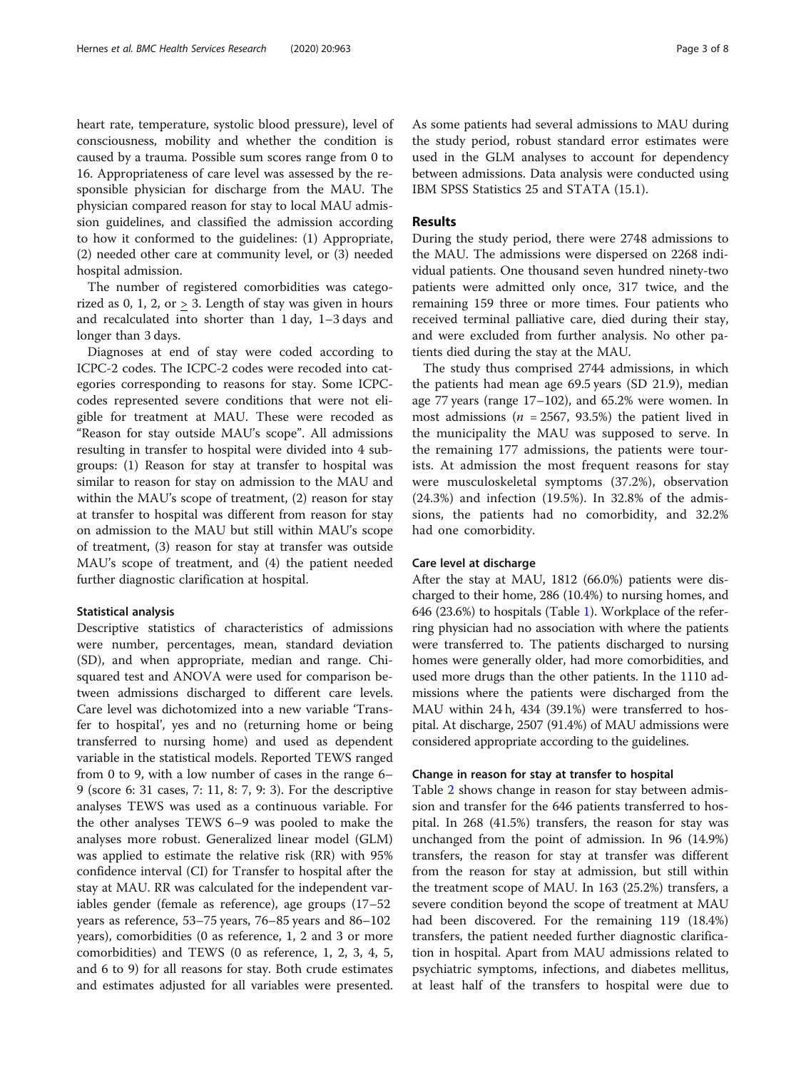heart rate, temperature, systolic blood pressure), level of consciousness, mobility and whether the condition is caused by a trauma. Possible sum scores range from 0 to 16. Appropriateness of care level was assessed by the responsible physician for discharge from the MAU. The physician compared reason for stay to local MAU admission guidelines, and classified the admission according to how it conformed to the guidelines: (1) Appropriate, (2) needed other care at community level, or (3) needed hospital admission.

The number of registered comorbidities was categorized as 0, 1, 2, or $\geq$ 3. Length of stay was given in hours and recalculated into shorter than 1 day, 1–3 days and longer than 3 days.

Diagnoses at end of stay were coded according to ICPC-2 codes. The ICPC-2 codes were recoded into categories corresponding to reasons for stay. Some ICPC-codes represented severe conditions that were not eligible for treatment at MAU. These were recoded as "Reason for stay outside MAU's scope". All admissions resulting in transfer to hospital were divided into 4 subgroups: (1) Reason for stay at transfer to hospital was similar to reason for stay on admission to the MAU and within the MAU's scope of treatment, (2) reason for stay at transfer to hospital was different from reason for stay on admission to the MAU but still within MAU's scope of treatment, (3) reason for stay at transfer was outside MAU's scope of treatment, and (4) the patient needed further diagnostic clarification at hospital.

### Statistical analysis

Descriptive statistics of characteristics of admissions were number, percentages, mean, standard deviation (SD), and when appropriate, median and range. Chi-squared test and ANOVA were used for comparison between admissions discharged to different care levels. Care level was dichotomized into a new variable 'Transfer to hospital', yes and no (returning home or being transferred to nursing home) and used as dependent variable in the statistical models. Reported TEWS ranged from 0 to 9, with a low number of cases in the range 6–9 (score 6: 31 cases, 7: 11, 8: 7, 9: 3). For the descriptive analyses TEWS was used as a continuous variable. For the other analyses TEWS 6–9 was pooled to make the analyses more robust. Generalized linear model (GLM) was applied to estimate the relative risk (RR) with 95% confidence interval (CI) for Transfer to hospital after the stay at MAU. RR was calculated for the independent variables gender (female as reference), age groups (17–52 years as reference, 53–75 years, 76–85 years and 86–102 years), comorbidities (0 as reference, 1, 2 and 3 or more comorbidities) and TEWS (0 as reference, 1, 2, 3, 4, 5, and 6 to 9) for all reasons for stay. Both crude estimates and estimates adjusted for all variables were presented. As some patients had several admissions to MAU during the study period, robust standard error estimates were used in the GLM analyses to account for dependency between admissions. Data analysis were conducted using IBM SPSS Statistics 25 and STATA (15.1).

## Results

During the study period, there were 2748 admissions to the MAU. The admissions were dispersed on 2268 individual patients. One thousand seven hundred ninety-two patients were admitted only once, 317 twice, and the remaining 159 three or more times. Four patients who received terminal palliative care, died during their stay, and were excluded from further analysis. No other patients died during the stay at the MAU.

The study thus comprised 2744 admissions, in which the patients had mean age 69.5 years (SD 21.9), median age 77 years (range 17–102), and 65.2% were women. In most admissions ($n$ = 2567, 93.5%) the patient lived in the municipality the MAU was supposed to serve. In the remaining 177 admissions, the patients were tourists. At admission the most frequent reasons for stay were musculoskeletal symptoms (37.2%), observation (24.3%) and infection (19.5%). In 32.8% of the admissions, the patients had no comorbidity, and 32.2% had one comorbidity.

### Care level at discharge

After the stay at MAU, 1812 (66.0%) patients were discharged to their home, 286 (10.4%) to nursing homes, and 646 (23.6%) to hospitals (Table 1). Workplace of the referring physician had no association with where the patients were transferred to. The patients discharged to nursing homes were generally older, had more comorbidities, and used more drugs than the other patients. In the 1110 admissions where the patients were discharged from the MAU within 24 h, 434 (39.1%) were transferred to hospital. At discharge, 2507 (91.4%) of MAU admissions were considered appropriate according to the guidelines.

### Change in reason for stay at transfer to hospital

Table 2 shows change in reason for stay between admission and transfer for the 646 patients transferred to hospital. In 268 (41.5%) transfers, the reason for stay was unchanged from the point of admission. In 96 (14.9%) transfers, the reason for stay at transfer was different from the reason for stay at admission, but still within the treatment scope of MAU. In 163 (25.2%) transfers, a severe condition beyond the scope of treatment at MAU had been discovered. For the remaining 119 (18.4%) transfers, the patient needed further diagnostic clarification in hospital. Apart from MAU admissions related to psychiatric symptoms, infections, and diabetes mellitus, at least half of the transfers to hospital were due to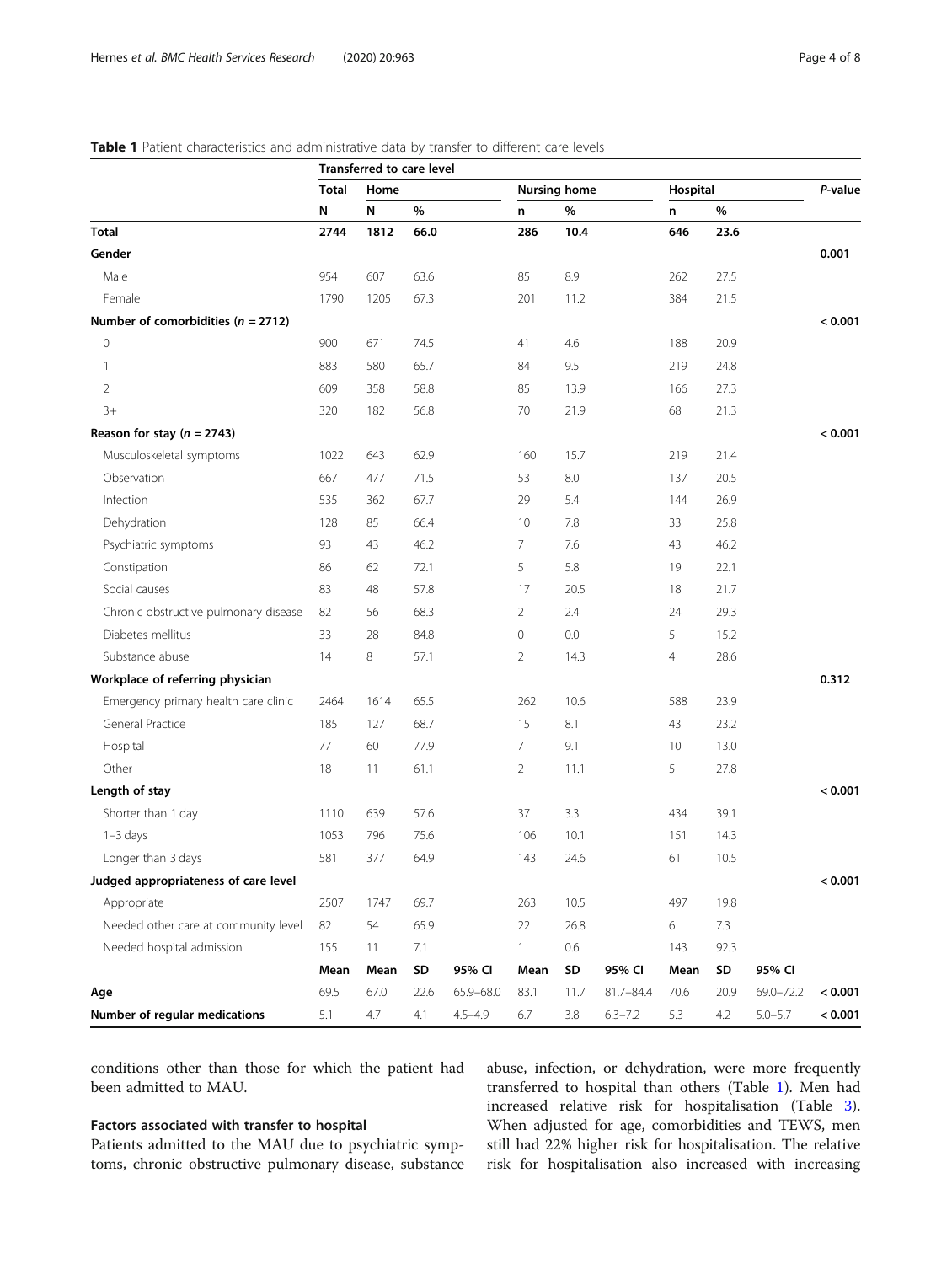**Table 1** Patient characteristics and administrative data by transfer to different care levels

| | Transferred to care level | | | | | | | | | | P-value |
|---|---|---|---|---|---|---|---|---|---|---|---|
| | Total | Home | | | Nursing home | | | Hospital | | | |
| | N | N | % | | n | % | | n | % | | |
| **Total** | **2744** | **1812** | **66.0** | | **286** | **10.4** | | **646** | **23.6** | | |
| **Gender** | | | | | | | | | | | **0.001** |
| Male | 954 | 607 | 63.6 | | 85 | 8.9 | | 262 | 27.5 | | |
| Female | 1790 | 1205 | 67.3 | | 201 | 11.2 | | 384 | 21.5 | | |
| **Number of comorbidities (*n* = 2712)** | | | | | | | | | | | **< 0.001** |
| 0 | 900 | 671 | 74.5 | | 41 | 4.6 | | 188 | 20.9 | | |
| 1 | 883 | 580 | 65.7 | | 84 | 9.5 | | 219 | 24.8 | | |
| 2 | 609 | 358 | 58.8 | | 85 | 13.9 | | 166 | 27.3 | | |
| 3+ | 320 | 182 | 56.8 | | 70 | 21.9 | | 68 | 21.3 | | |
| **Reason for stay (*n* = 2743)** | | | | | | | | | | | **< 0.001** |
| Musculoskeletal symptoms | 1022 | 643 | 62.9 | | 160 | 15.7 | | 219 | 21.4 | | |
| Observation | 667 | 477 | 71.5 | | 53 | 8.0 | | 137 | 20.5 | | |
| Infection | 535 | 362 | 67.7 | | 29 | 5.4 | | 144 | 26.9 | | |
| Dehydration | 128 | 85 | 66.4 | | 10 | 7.8 | | 33 | 25.8 | | |
| Psychiatric symptoms | 93 | 43 | 46.2 | | 7 | 7.6 | | 43 | 46.2 | | |
| Constipation | 86 | 62 | 72.1 | | 5 | 5.8 | | 19 | 22.1 | | |
| Social causes | 83 | 48 | 57.8 | | 17 | 20.5 | | 18 | 21.7 | | |
| Chronic obstructive pulmonary disease | 82 | 56 | 68.3 | | 2 | 2.4 | | 24 | 29.3 | | |
| Diabetes mellitus | 33 | 28 | 84.8 | | 0 | 0.0 | | 5 | 15.2 | | |
| Substance abuse | 14 | 8 | 57.1 | | 2 | 14.3 | | 4 | 28.6 | | |
| **Workplace of referring physician** | | | | | | | | | | | **0.312** |
| Emergency primary health care clinic | 2464 | 1614 | 65.5 | | 262 | 10.6 | | 588 | 23.9 | | |
| General Practice | 185 | 127 | 68.7 | | 15 | 8.1 | | 43 | 23.2 | | |
| Hospital | 77 | 60 | 77.9 | | 7 | 9.1 | | 10 | 13.0 | | |
| Other | 18 | 11 | 61.1 | | 2 | 11.1 | | 5 | 27.8 | | |
| **Length of stay** | | | | | | | | | | | **< 0.001** |
| Shorter than 1 day | 1110 | 639 | 57.6 | | 37 | 3.3 | | 434 | 39.1 | | |
| 1–3 days | 1053 | 796 | 75.6 | | 106 | 10.1 | | 151 | 14.3 | | |
| Longer than 3 days | 581 | 377 | 64.9 | | 143 | 24.6 | | 61 | 10.5 | | |
| **Judged appropriateness of care level** | | | | | | | | | | | **< 0.001** |
| Appropriate | 2507 | 1747 | 69.7 | | 263 | 10.5 | | 497 | 19.8 | | |
| Needed other care at community level | 82 | 54 | 65.9 | | 22 | 26.8 | | 6 | 7.3 | | |
| Needed hospital admission | 155 | 11 | 7.1 | | 1 | 0.6 | | 143 | 92.3 | | |
| | **Mean** | **Mean** | **SD** | **95% CI** | **Mean** | **SD** | **95% CI** | **Mean** | **SD** | **95% CI** | |
| **Age** | 69.5 | 67.0 | 22.6 | 65.9–68.0 | 83.1 | 11.7 | 81.7–84.4 | 70.6 | 20.9 | 69.0–72.2 | **< 0.001** |
| **Number of regular medications** | 5.1 | 4.7 | 4.1 | 4.5–4.9 | 6.7 | 3.8 | 6.3–7.2 | 5.3 | 4.2 | 5.0–5.7 | **< 0.001** |

conditions other than those for which the patient had been admitted to MAU.

### Factors associated with transfer to hospital

Patients admitted to the MAU due to psychiatric symptoms, chronic obstructive pulmonary disease, substance abuse, infection, or dehydration, were more frequently transferred to hospital than others (Table 1). Men had increased relative risk for hospitalisation (Table 3). When adjusted for age, comorbidities and TEWS, men still had 22% higher risk for hospitalisation. The relative risk for hospitalisation also increased with increasing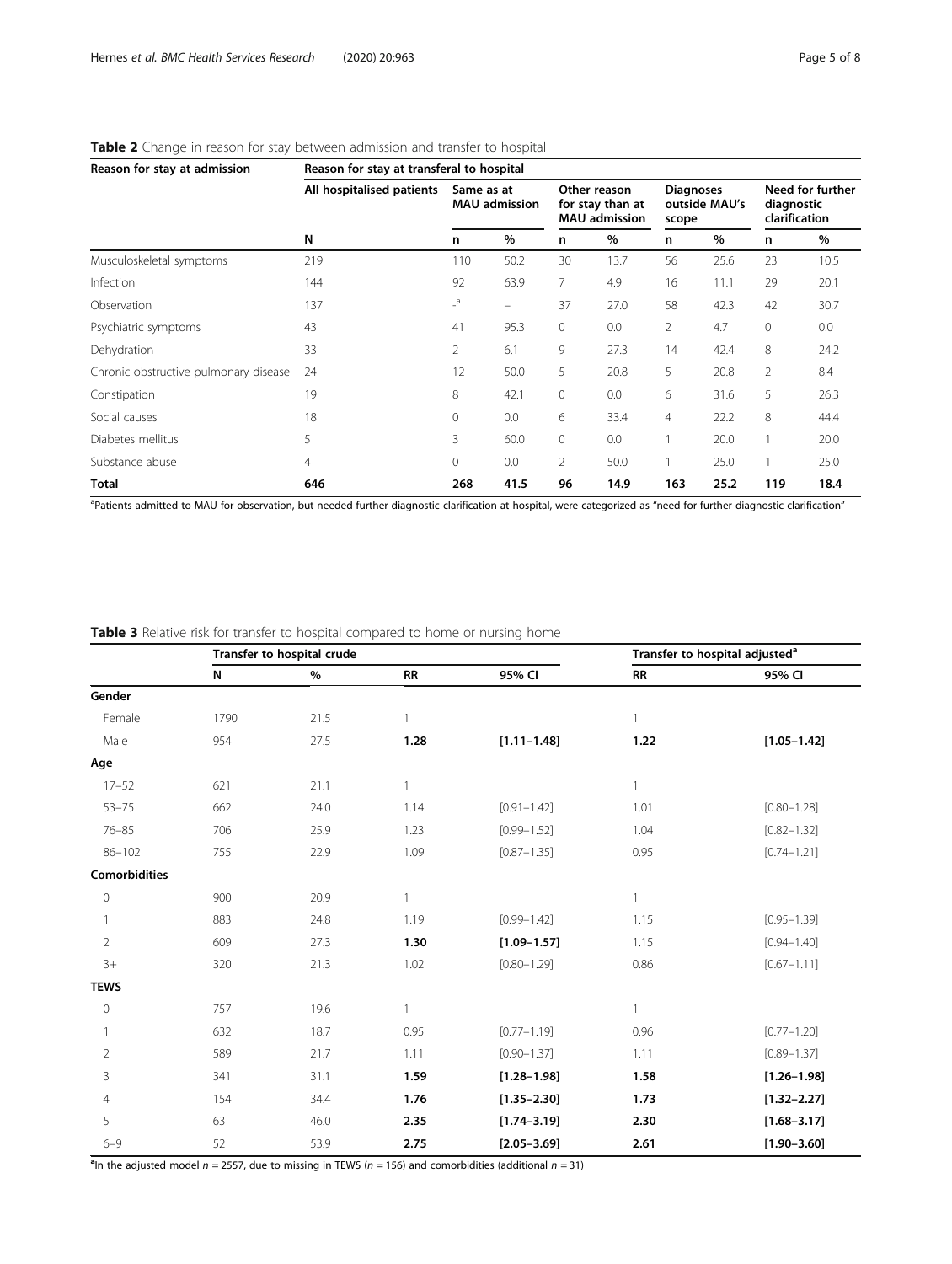**Table 2** Change in reason for stay between admission and transfer to hospital

| Reason for stay at admission | Reason for stay at transferal to hospital | | | | | | | | |
|---|---|---|---|---|---|---|---|---|---|
| | All hospitalised patients | Same as at MAU admission | | Other reason for stay than at MAU admission | | Diagnoses outside MAU's scope | | Need for further diagnostic clarification | |
| | N | n | % | n | % | n | % | n | % |
| Musculoskeletal symptoms | 219 | 110 | 50.2 | 30 | 13.7 | 56 | 25.6 | 23 | 10.5 |
| Infection | 144 | 92 | 63.9 | 7 | 4.9 | 16 | 11.1 | 29 | 20.1 |
| Observation | 137 | -[a] | – | 37 | 27.0 | 58 | 42.3 | 42 | 30.7 |
| Psychiatric symptoms | 43 | 41 | 95.3 | 0 | 0.0 | 2 | 4.7 | 0 | 0.0 |
| Dehydration | 33 | 2 | 6.1 | 9 | 27.3 | 14 | 42.4 | 8 | 24.2 |
| Chronic obstructive pulmonary disease | 24 | 12 | 50.0 | 5 | 20.8 | 5 | 20.8 | 2 | 8.4 |
| Constipation | 19 | 8 | 42.1 | 0 | 0.0 | 6 | 31.6 | 5 | 26.3 |
| Social causes | 18 | 0 | 0.0 | 6 | 33.4 | 4 | 22.2 | 8 | 44.4 |
| Diabetes mellitus | 5 | 3 | 60.0 | 0 | 0.0 | 1 | 20.0 | 1 | 20.0 |
| Substance abuse | 4 | 0 | 0.0 | 2 | 50.0 | 1 | 25.0 | 1 | 25.0 |
| **Total** | **646** | **268** | **41.5** | **96** | **14.9** | **163** | **25.2** | **119** | **18.4** |

[a]Patients admitted to MAU for observation, but needed further diagnostic clarification at hospital, were categorized as "need for further diagnostic clarification"

**Table 3** Relative risk for transfer to hospital compared to home or nursing home

| | Transfer to hospital crude | | | | Transfer to hospital adjusted[a] | |
|---|---|---|---|---|---|---|
| | N | % | RR | 95% CI | RR | 95% CI |
| **Gender** | | | | | | |
| Female | 1790 | 21.5 | 1 | | 1 | |
| Male | 954 | 27.5 | **1.28** | **[1.11–1.48]** | **1.22** | **[1.05–1.42]** |
| **Age** | | | | | | |
| 17–52 | 621 | 21.1 | 1 | | 1 | |
| 53–75 | 662 | 24.0 | 1.14 | [0.91–1.42] | 1.01 | [0.80–1.28] |
| 76–85 | 706 | 25.9 | 1.23 | [0.99–1.52] | 1.04 | [0.82–1.32] |
| 86–102 | 755 | 22.9 | 1.09 | [0.87–1.35] | 0.95 | [0.74–1.21] |
| **Comorbidities** | | | | | | |
| 0 | 900 | 20.9 | 1 | | 1 | |
| 1 | 883 | 24.8 | 1.19 | [0.99–1.42] | 1.15 | [0.95–1.39] |
| 2 | 609 | 27.3 | **1.30** | **[1.09–1.57]** | 1.15 | [0.94–1.40] |
| 3+ | 320 | 21.3 | 1.02 | [0.80–1.29] | 0.86 | [0.67–1.11] |
| **TEWS** | | | | | | |
| 0 | 757 | 19.6 | 1 | | 1 | |
| 1 | 632 | 18.7 | 0.95 | [0.77–1.19] | 0.96 | [0.77–1.20] |
| 2 | 589 | 21.7 | 1.11 | [0.90–1.37] | 1.11 | [0.89–1.37] |
| 3 | 341 | 31.1 | **1.59** | **[1.28–1.98]** | **1.58** | **[1.26–1.98]** |
| 4 | 154 | 34.4 | **1.76** | **[1.35–2.30]** | **1.73** | **[1.32–2.27]** |
| 5 | 63 | 46.0 | **2.35** | **[1.74–3.19]** | **2.30** | **[1.68–3.17]** |
| 6–9 | 52 | 53.9 | **2.75** | **[2.05–3.69]** | **2.61** | **[1.90–3.60]** |

[a]In the adjusted model $n = 2557$, due to missing in TEWS ($n = 156$) and comorbidities (additional $n = 31$)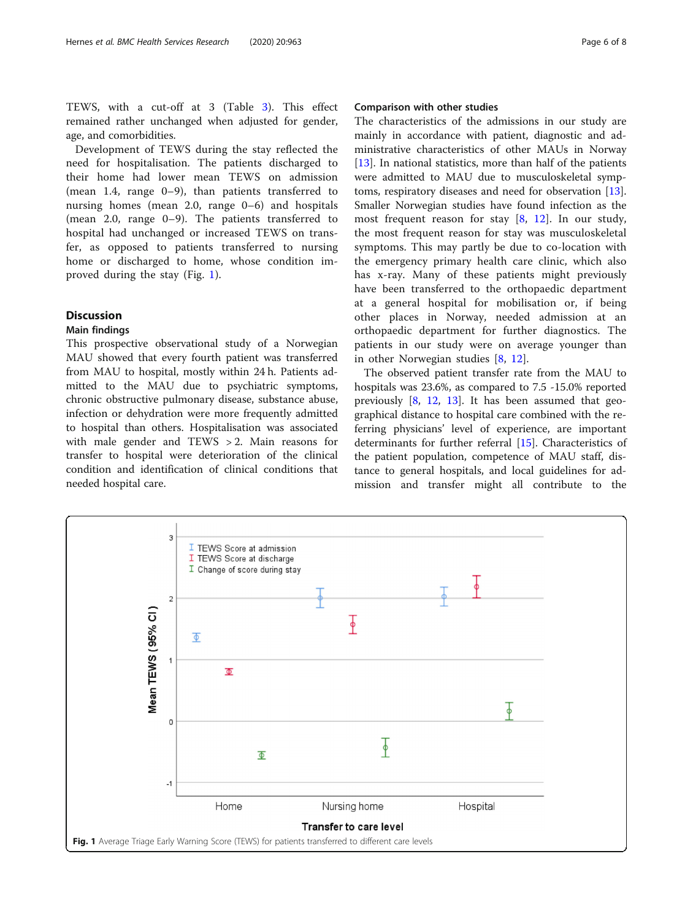TEWS, with a cut-off at 3 (Table 3). This effect remained rather unchanged when adjusted for gender, age, and comorbidities.

Development of TEWS during the stay reflected the need for hospitalisation. The patients discharged to their home had lower mean TEWS on admission (mean 1.4, range 0–9), than patients transferred to nursing homes (mean 2.0, range 0–6) and hospitals (mean 2.0, range 0–9). The patients transferred to hospital had unchanged or increased TEWS on transfer, as opposed to patients transferred to nursing home or discharged to home, whose condition improved during the stay (Fig. 1).

## Discussion

### Main findings

This prospective observational study of a Norwegian MAU showed that every fourth patient was transferred from MAU to hospital, mostly within 24 h. Patients admitted to the MAU due to psychiatric symptoms, chronic obstructive pulmonary disease, substance abuse, infection or dehydration were more frequently admitted to hospital than others. Hospitalisation was associated with male gender and TEWS > 2. Main reasons for transfer to hospital were deterioration of the clinical condition and identification of clinical conditions that needed hospital care.

### Comparison with other studies

The characteristics of the admissions in our study are mainly in accordance with patient, diagnostic and administrative characteristics of other MAUs in Norway [13]. In national statistics, more than half of the patients were admitted to MAU due to musculoskeletal symptoms, respiratory diseases and need for observation [13]. Smaller Norwegian studies have found infection as the most frequent reason for stay [8, 12]. In our study, the most frequent reason for stay was musculoskeletal symptoms. This may partly be due to co-location with the emergency primary health care clinic, which also has x-ray. Many of these patients might previously have been transferred to the orthopaedic department at a general hospital for mobilisation or, if being other places in Norway, needed admission at an orthopaedic department for further diagnostics. The patients in our study were on average younger than in other Norwegian studies [8, 12].

The observed patient transfer rate from the MAU to hospitals was 23.6%, as compared to 7.5 -15.0% reported previously [8, 12, 13]. It has been assumed that geographical distance to hospital care combined with the referring physicians' level of experience, are important determinants for further referral [15]. Characteristics of the patient population, competence of MAU staff, distance to general hospitals, and local guidelines for admission and transfer might all contribute to the

**Fig. 1** Average Triage Early Warning Score (TEWS) for patients transferred to different care levels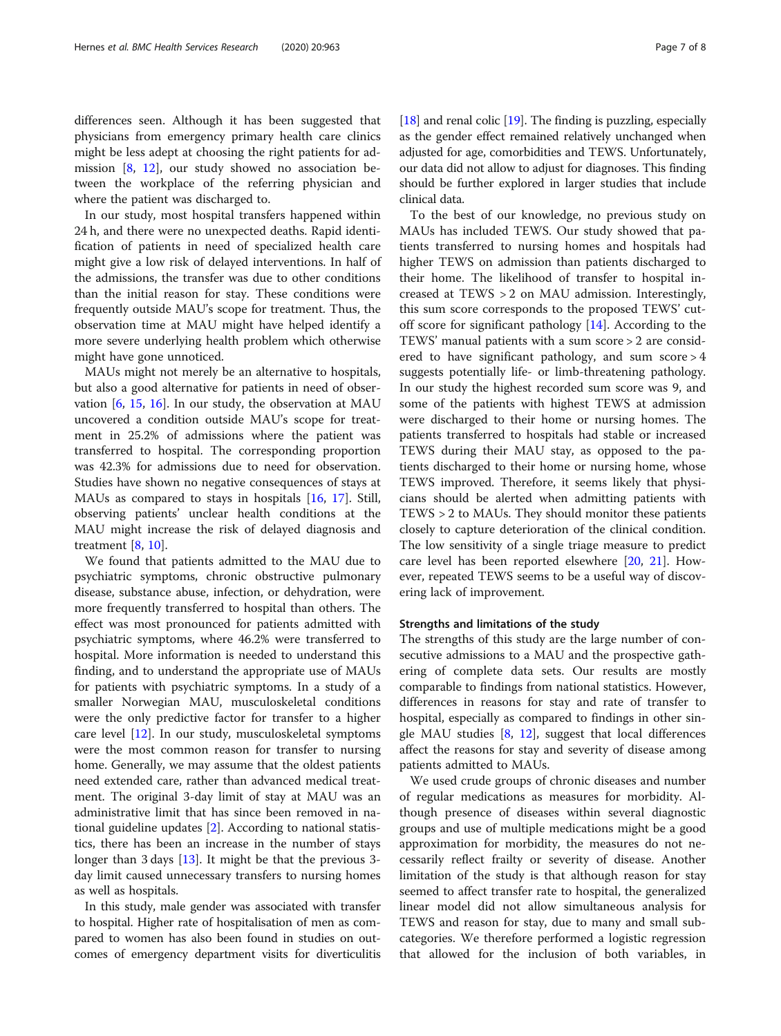differences seen. Although it has been suggested that physicians from emergency primary health care clinics might be less adept at choosing the right patients for admission [8, 12], our study showed no association between the workplace of the referring physician and where the patient was discharged to.

In our study, most hospital transfers happened within 24 h, and there were no unexpected deaths. Rapid identification of patients in need of specialized health care might give a low risk of delayed interventions. In half of the admissions, the transfer was due to other conditions than the initial reason for stay. These conditions were frequently outside MAU's scope for treatment. Thus, the observation time at MAU might have helped identify a more severe underlying health problem which otherwise might have gone unnoticed.

MAUs might not merely be an alternative to hospitals, but also a good alternative for patients in need of observation [6, 15, 16]. In our study, the observation at MAU uncovered a condition outside MAU's scope for treatment in 25.2% of admissions where the patient was transferred to hospital. The corresponding proportion was 42.3% for admissions due to need for observation. Studies have shown no negative consequences of stays at MAUs as compared to stays in hospitals [16, 17]. Still, observing patients' unclear health conditions at the MAU might increase the risk of delayed diagnosis and treatment [8, 10].

We found that patients admitted to the MAU due to psychiatric symptoms, chronic obstructive pulmonary disease, substance abuse, infection, or dehydration, were more frequently transferred to hospital than others. The effect was most pronounced for patients admitted with psychiatric symptoms, where 46.2% were transferred to hospital. More information is needed to understand this finding, and to understand the appropriate use of MAUs for patients with psychiatric symptoms. In a study of a smaller Norwegian MAU, musculoskeletal conditions were the only predictive factor for transfer to a higher care level [12]. In our study, musculoskeletal symptoms were the most common reason for transfer to nursing home. Generally, we may assume that the oldest patients need extended care, rather than advanced medical treatment. The original 3-day limit of stay at MAU was an administrative limit that has since been removed in national guideline updates [2]. According to national statistics, there has been an increase in the number of stays longer than 3 days [13]. It might be that the previous 3-day limit caused unnecessary transfers to nursing homes as well as hospitals.

In this study, male gender was associated with transfer to hospital. Higher rate of hospitalisation of men as compared to women has also been found in studies on outcomes of emergency department visits for diverticulitis [18] and renal colic [19]. The finding is puzzling, especially as the gender effect remained relatively unchanged when adjusted for age, comorbidities and TEWS. Unfortunately, our data did not allow to adjust for diagnoses. This finding should be further explored in larger studies that include clinical data.

To the best of our knowledge, no previous study on MAUs has included TEWS. Our study showed that patients transferred to nursing homes and hospitals had higher TEWS on admission than patients discharged to their home. The likelihood of transfer to hospital increased at TEWS > 2 on MAU admission. Interestingly, this sum score corresponds to the proposed TEWS' cut-off score for significant pathology [14]. According to the TEWS' manual patients with a sum score > 2 are considered to have significant pathology, and sum score > 4 suggests potentially life- or limb-threatening pathology. In our study the highest recorded sum score was 9, and some of the patients with highest TEWS at admission were discharged to their home or nursing homes. The patients transferred to hospitals had stable or increased TEWS during their MAU stay, as opposed to the patients discharged to their home or nursing home, whose TEWS improved. Therefore, it seems likely that physicians should be alerted when admitting patients with TEWS > 2 to MAUs. They should monitor these patients closely to capture deterioration of the clinical condition. The low sensitivity of a single triage measure to predict care level has been reported elsewhere [20, 21]. However, repeated TEWS seems to be a useful way of discovering lack of improvement.

## Strengths and limitations of the study

The strengths of this study are the large number of consecutive admissions to a MAU and the prospective gathering of complete data sets. Our results are mostly comparable to findings from national statistics. However, differences in reasons for stay and rate of transfer to hospital, especially as compared to findings in other single MAU studies [8, 12], suggest that local differences affect the reasons for stay and severity of disease among patients admitted to MAUs.

We used crude groups of chronic diseases and number of regular medications as measures for morbidity. Although presence of diseases within several diagnostic groups and use of multiple medications might be a good approximation for morbidity, the measures do not necessarily reflect frailty or severity of disease. Another limitation of the study is that although reason for stay seemed to affect transfer rate to hospital, the generalized linear model did not allow simultaneous analysis for TEWS and reason for stay, due to many and small subcategories. We therefore performed a logistic regression that allowed for the inclusion of both variables, in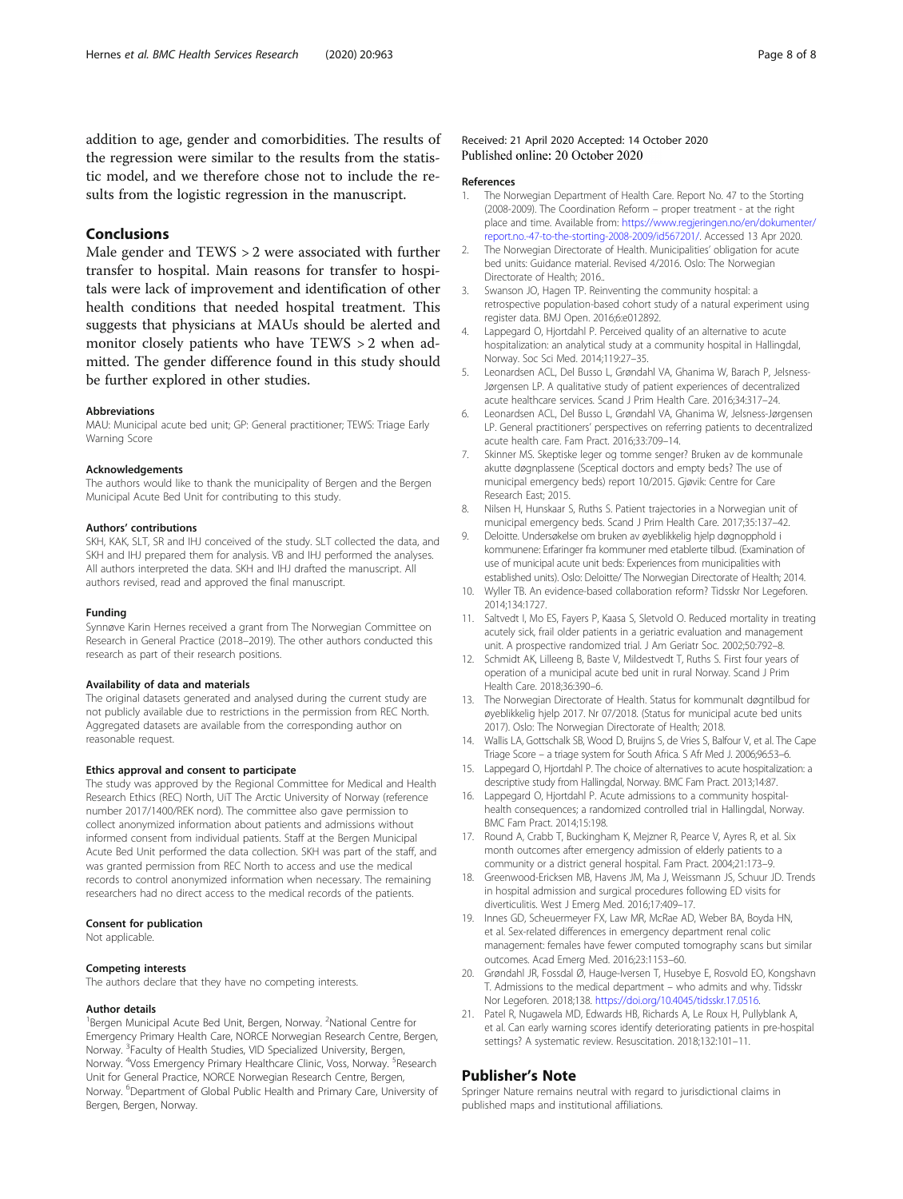addition to age, gender and comorbidities. The results of the regression were similar to the results from the statistic model, and we therefore chose not to include the results from the logistic regression in the manuscript.

## Conclusions

Male gender and TEWS > 2 were associated with further transfer to hospital. Main reasons for transfer to hospitals were lack of improvement and identification of other health conditions that needed hospital treatment. This suggests that physicians at MAUs should be alerted and monitor closely patients who have TEWS > 2 when admitted. The gender difference found in this study should be further explored in other studies.

#### Abbreviations

MAU: Municipal acute bed unit; GP: General practitioner; TEWS: Triage Early Warning Score

#### Acknowledgements

The authors would like to thank the municipality of Bergen and the Bergen Municipal Acute Bed Unit for contributing to this study.

#### Authors' contributions

SKH, KAK, SLT, SR and IHJ conceived of the study. SLT collected the data, and SKH and IHJ prepared them for analysis. VB and IHJ performed the analyses. All authors interpreted the data. SKH and IHJ drafted the manuscript. All authors revised, read and approved the final manuscript.

#### Funding

Synnøve Karin Hernes received a grant from The Norwegian Committee on Research in General Practice (2018–2019). The other authors conducted this research as part of their research positions.

#### Availability of data and materials

The original datasets generated and analysed during the current study are not publicly available due to restrictions in the permission from REC North. Aggregated datasets are available from the corresponding author on reasonable request.

#### Ethics approval and consent to participate

The study was approved by the Regional Committee for Medical and Health Research Ethics (REC) North, UiT The Arctic University of Norway (reference number 2017/1400/REK nord). The committee also gave permission to collect anonymized information about patients and admissions without informed consent from individual patients. Staff at the Bergen Municipal Acute Bed Unit performed the data collection. SKH was part of the staff, and was granted permission from REC North to access and use the medical records to control anonymized information when necessary. The remaining researchers had no direct access to the medical records of the patients.

#### Consent for publication

Not applicable.

#### Competing interests

The authors declare that they have no competing interests.

#### Author details

[1]Bergen Municipal Acute Bed Unit, Bergen, Norway. [2]National Centre for Emergency Primary Health Care, NORCE Norwegian Research Centre, Bergen, Norway. [3]Faculty of Health Studies, VID Specialized University, Bergen, Norway. [4]Voss Emergency Primary Healthcare Clinic, Voss, Norway. [5]Research Unit for General Practice, NORCE Norwegian Research Centre, Bergen, Norway. [6]Department of Global Public Health and Primary Care, University of Bergen, Bergen, Norway.

Received: 21 April 2020 Accepted: 14 October 2020
Published online: 20 October 2020

#### References

1. The Norwegian Department of Health Care. Report No. 47 to the Storting (2008-2009). The Coordination Reform – proper treatment - at the right place and time. Available from: https://www.regjeringen.no/en/dokumenter/report.no.-47-to-the-storting-2008-2009/id567201/. Accessed 13 Apr 2020.
2. The Norwegian Directorate of Health. Municipalities' obligation for acute bed units: Guidance material. Revised 4/2016. Oslo: The Norwegian Directorate of Health; 2016..
3. Swanson JO, Hagen TP. Reinventing the community hospital: a retrospective population-based cohort study of a natural experiment using register data. BMJ Open. 2016;6:e012892.
4. Lappegard O, Hjortdahl P. Perceived quality of an alternative to acute hospitalization: an analytical study at a community hospital in Hallingdal, Norway. Soc Sci Med. 2014;119:27–35.
5. Leonardsen ACL, Del Busso L, Grøndahl VA, Ghanima W, Barach P, Jelsness-Jørgensen LP. A qualitative study of patient experiences of decentralized acute healthcare services. Scand J Prim Health Care. 2016;34:317–24.
6. Leonardsen ACL, Del Busso L, Grøndahl VA, Ghanima W, Jelsness-Jørgensen LP. General practitioners' perspectives on referring patients to decentralized acute health care. Fam Pract. 2016;33:709–14.
7. Skinner MS. Skeptiske leger og tomme senger? Bruken av de kommunale akutte døgnplassene (Sceptical doctors and empty beds? The use of municipal emergency beds) report 10/2015. Gjøvik: Centre for Care Research East; 2015.
8. Nilsen H, Hunskaar S, Ruths S. Patient trajectories in a Norwegian unit of municipal emergency beds. Scand J Prim Health Care. 2017;35:137–42.
9. Deloitte. Undersøkelse om bruken av øyeblikkelig hjelp døgnopphold i kommunene: Erfaringer fra kommuner med etablerte tilbud. (Examination of use of municipal acute unit beds: Experiences from municipalities with established units). Oslo: Deloitte/ The Norwegian Directorate of Health; 2014.
10. Wyller TB. An evidence-based collaboration reform? Tidsskr Nor Legeforen. 2014;134:1727.
11. Saltvedt I, Mo ES, Fayers P, Kaasa S, Sletvold O. Reduced mortality in treating acutely sick, frail older patients in a geriatric evaluation and management unit. A prospective randomized trial. J Am Geriatr Soc. 2002;50:792–8.
12. Schmidt AK, Lilleeng B, Baste V, Mildestvedt T, Ruths S. First four years of operation of a municipal acute bed unit in rural Norway. Scand J Prim Health Care. 2018;36:390–6.
13. The Norwegian Directorate of Health. Status for kommunalt døgntilbud for øyeblikkelig hjelp 2017. Nr 07/2018. (Status for municipal acute bed units 2017). Oslo: The Norwegian Directorate of Health; 2018.
14. Wallis LA, Gottschalk SB, Wood D, Bruijns S, de Vries S, Balfour V, et al. The Cape Triage Score – a triage system for South Africa. S Afr Med J. 2006;96:53–6.
15. Lappegard O, Hjortdahl P. The choice of alternatives to acute hospitalization: a descriptive study from Hallingdal, Norway. BMC Fam Pract. 2013;14:87.
16. Lappegard O, Hjortdahl P. Acute admissions to a community hospital-health consequences; a randomized controlled trial in Hallingdal, Norway. BMC Fam Pract. 2014;15:198.
17. Round A, Crabb T, Buckingham K, Mejzner R, Pearce V, Ayres R, et al. Six month outcomes after emergency admission of elderly patients to a community or a district general hospital. Fam Pract. 2004;21:173–9.
18. Greenwood-Ericksen MB, Havens JM, Ma J, Weissmann JS, Schuur JD. Trends in hospital admission and surgical procedures following ED visits for diverticulitis. West J Emerg Med. 2016;17:409–17.
19. Innes GD, Scheuermeyer FX, Law MR, McRae AD, Weber BA, Boyda HN, et al. Sex-related differences in emergency department renal colic management: females have fewer computed tomography scans but similar outcomes. Acad Emerg Med. 2016;23:1153–60.
20. Grøndahl JR, Fossdal Ø, Hauge-Iversen T, Husebye E, Rosvold EO, Kongshavn T. Admissions to the medical department – who admits and why. Tidsskr Nor Legeforen. 2018;138. https://doi.org/10.4045/tidsskr.17.0516.
21. Patel R, Nugawela MD, Edwards HB, Richards A, Le Roux H, Pullyblank A, et al. Can early warning scores identify deteriorating patients in pre-hospital settings? A systematic review. Resuscitation. 2018;132:101–11.

## Publisher's Note

Springer Nature remains neutral with regard to jurisdictional claims in published maps and institutional affiliations.